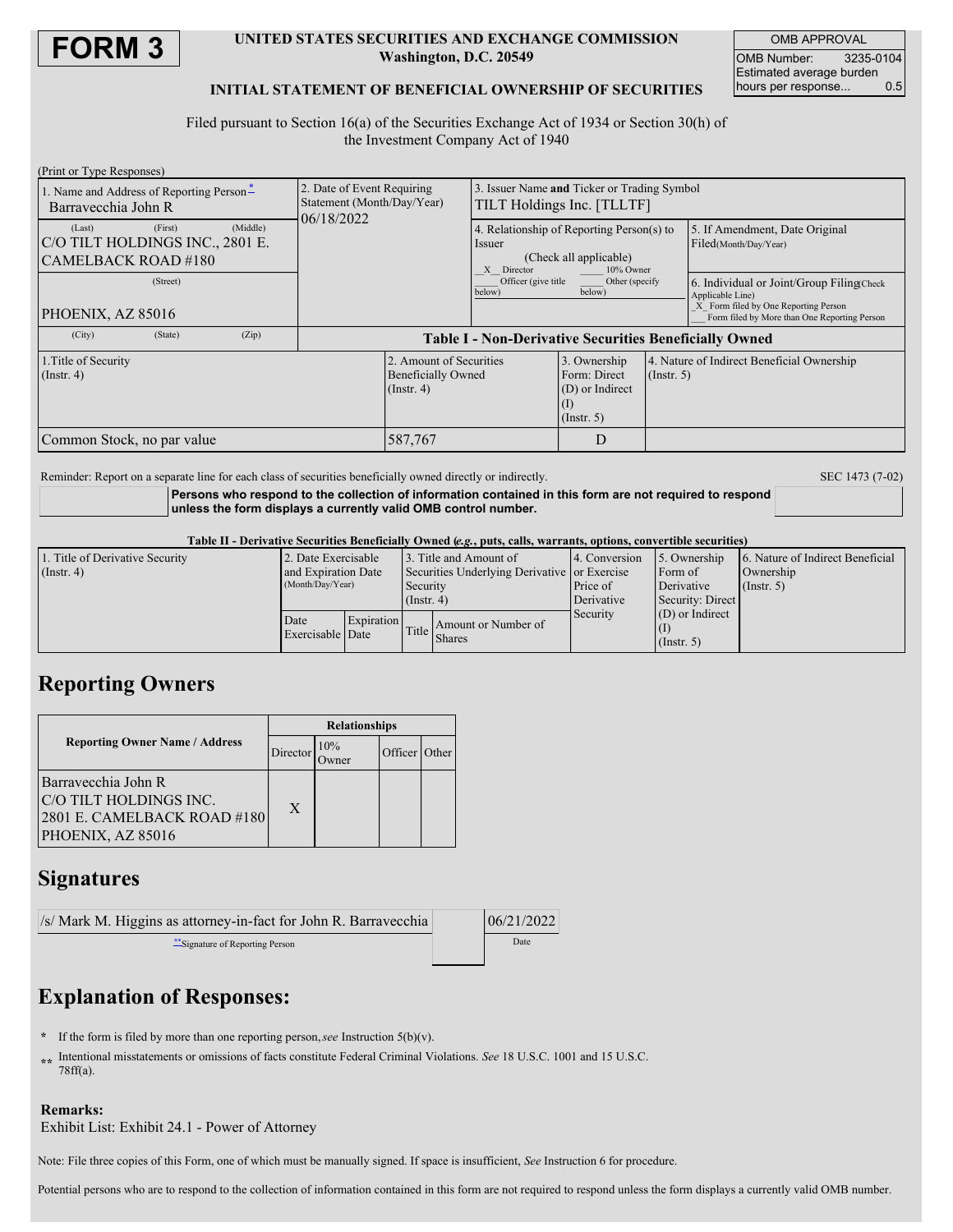# FORM 3

**UNITED STATES SECURITIES AND EXCHANGE COMMISSION**
**Washington, D.C. 20549**

**INITIAL STATEMENT OF BENEFICIAL OWNERSHIP OF SECURITIES**

| OMB APPROVAL | |
|---|---|
| OMB Number: | 3235-0104 |
| Estimated average burden hours per response... | 0.5 |

Filed pursuant to Section 16(a) of the Securities Exchange Act of 1934 or Section 30(h) of the Investment Company Act of 1940

(Print or Type Responses)

| 1. Name and Address of Reporting Person* | 2. Date of Event Requiring Statement (Month/Day/Year) | 3. Issuer Name and Ticker or Trading Symbol |
|---|---|---|
| Barravecchia John R | 06/18/2022 | TILT Holdings Inc. [TLLTF] |
| (Last) (First) (Middle) C/O TILT HOLDINGS INC., 2801 E. CAMELBACK ROAD #180 | | 4. Relationship of Reporting Person(s) to Issuer (Check all applicable) _X_ Director ___ 10% Owner ___ Officer (give title below) ___ Other (specify below) |
| (Street) PHOENIX, AZ 85016 | | 5. If Amendment, Date Original Filed (Month/Day/Year) |
| (City) (State) (Zip) | | 6. Individual or Joint/Group Filing (Check Applicable Line) _X_ Form filed by One Reporting Person ___ Form filed by More than One Reporting Person |

**Table I - Non-Derivative Securities Beneficially Owned**

| 1.Title of Security (Instr. 4) | 2. Amount of Securities Beneficially Owned (Instr. 4) | 3. Ownership Form: Direct (D) or Indirect (I) (Instr. 5) | 4. Nature of Indirect Beneficial Ownership (Instr. 5) |
|---|---|---|---|
| Common Stock, no par value | 587,767 | D | |

Reminder: Report on a separate line for each class of securities beneficially owned directly or indirectly. SEC 1473 (7-02)

**Persons who respond to the collection of information contained in this form are not required to respond unless the form displays a currently valid OMB control number.**

**Table II - Derivative Securities Beneficially Owned (*e.g.*, puts, calls, warrants, options, convertible securities)**

| 1. Title of Derivative Security (Instr. 4) | 2. Date Exercisable and Expiration Date (Month/Day/Year) | | 3. Title and Amount of Securities Underlying Derivative Security (Instr. 4) | | 4. Conversion or Exercise Price of Derivative Security | 5. Ownership Form of Derivative Security: Direct (D) or Indirect (I) (Instr. 5) | 6. Nature of Indirect Beneficial Ownership (Instr. 5) |
|---|---|---|---|---|---|---|---|
| | Date Exercisable | Expiration Date | Title | Amount or Number of Shares | | | |

## Reporting Owners

| Reporting Owner Name / Address | Relationships | | | |
|---|---|---|---|---|
| | Director | 10% Owner | Officer | Other |
| Barravecchia John R C/O TILT HOLDINGS INC. 2801 E. CAMELBACK ROAD #180 PHOENIX, AZ 85016 | X | | | |

## Signatures

| /s/ Mark M. Higgins as attorney-in-fact for John R. Barravecchia | 06/21/2022 |
|---|---|
| **Signature of Reporting Person | Date |

## Explanation of Responses:

\* If the form is filed by more than one reporting person, *see* Instruction 5(b)(v).

\*\* Intentional misstatements or omissions of facts constitute Federal Criminal Violations. *See* 18 U.S.C. 1001 and 15 U.S.C. 78ff(a).

**Remarks:**
Exhibit List: Exhibit 24.1 - Power of Attorney

Note: File three copies of this Form, one of which must be manually signed. If space is insufficient, *See* Instruction 6 for procedure.

Potential persons who are to respond to the collection of information contained in this form are not required to respond unless the form displays a currently valid OMB number.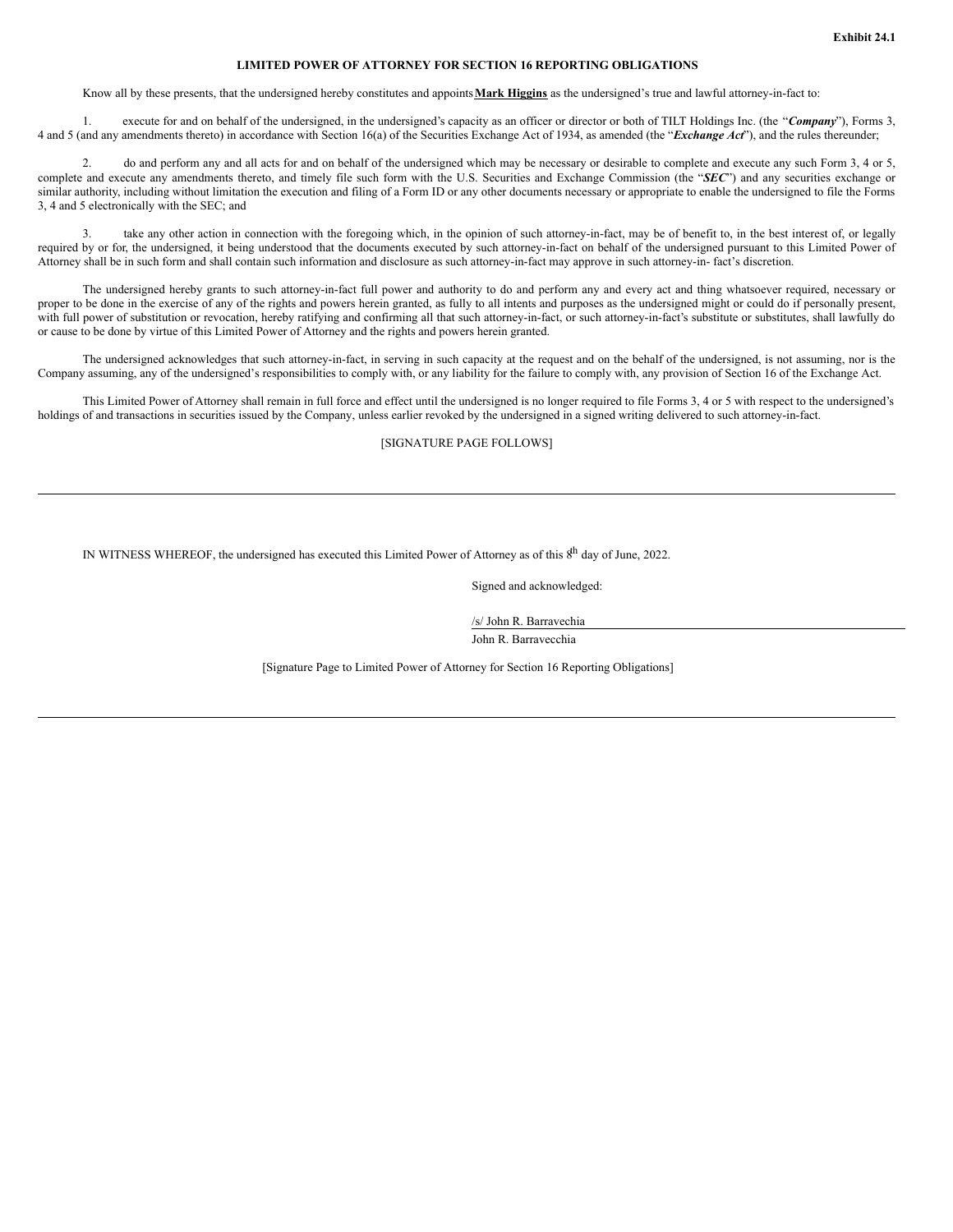**Exhibit 24.1**

**LIMITED POWER OF ATTORNEY FOR SECTION 16 REPORTING OBLIGATIONS**

Know all by these presents, that the undersigned hereby constitutes and appoints **Mark Higgins** as the undersigned's true and lawful attorney-in-fact to:

1. execute for and on behalf of the undersigned, in the undersigned's capacity as an officer or director or both of TILT Holdings Inc. (the "***Company***"), Forms 3, 4 and 5 (and any amendments thereto) in accordance with Section 16(a) of the Securities Exchange Act of 1934, as amended (the "***Exchange Act***"), and the rules thereunder;

2. do and perform any and all acts for and on behalf of the undersigned which may be necessary or desirable to complete and execute any such Form 3, 4 or 5, complete and execute any amendments thereto, and timely file such form with the U.S. Securities and Exchange Commission (the "***SEC***") and any securities exchange or similar authority, including without limitation the execution and filing of a Form ID or any other documents necessary or appropriate to enable the undersigned to file the Forms 3, 4 and 5 electronically with the SEC; and

3. take any other action in connection with the foregoing which, in the opinion of such attorney-in-fact, may be of benefit to, in the best interest of, or legally required by or for, the undersigned, it being understood that the documents executed by such attorney-in-fact on behalf of the undersigned pursuant to this Limited Power of Attorney shall be in such form and shall contain such information and disclosure as such attorney-in-fact may approve in such attorney-in- fact's discretion.

The undersigned hereby grants to such attorney-in-fact full power and authority to do and perform any and every act and thing whatsoever required, necessary or proper to be done in the exercise of any of the rights and powers herein granted, as fully to all intents and purposes as the undersigned might or could do if personally present, with full power of substitution or revocation, hereby ratifying and confirming all that such attorney-in-fact, or such attorney-in-fact's substitute or substitutes, shall lawfully do or cause to be done by virtue of this Limited Power of Attorney and the rights and powers herein granted.

The undersigned acknowledges that such attorney-in-fact, in serving in such capacity at the request and on the behalf of the undersigned, is not assuming, nor is the Company assuming, any of the undersigned's responsibilities to comply with, or any liability for the failure to comply with, any provision of Section 16 of the Exchange Act.

This Limited Power of Attorney shall remain in full force and effect until the undersigned is no longer required to file Forms 3, 4 or 5 with respect to the undersigned's holdings of and transactions in securities issued by the Company, unless earlier revoked by the undersigned in a signed writing delivered to such attorney-in-fact.

[SIGNATURE PAGE FOLLOWS]

---

IN WITNESS WHEREOF, the undersigned has executed this Limited Power of Attorney as of this 8th day of June, 2022.

Signed and acknowledged:

/s/ John R. Barravechia

John R. Barravecchia

[Signature Page to Limited Power of Attorney for Section 16 Reporting Obligations]